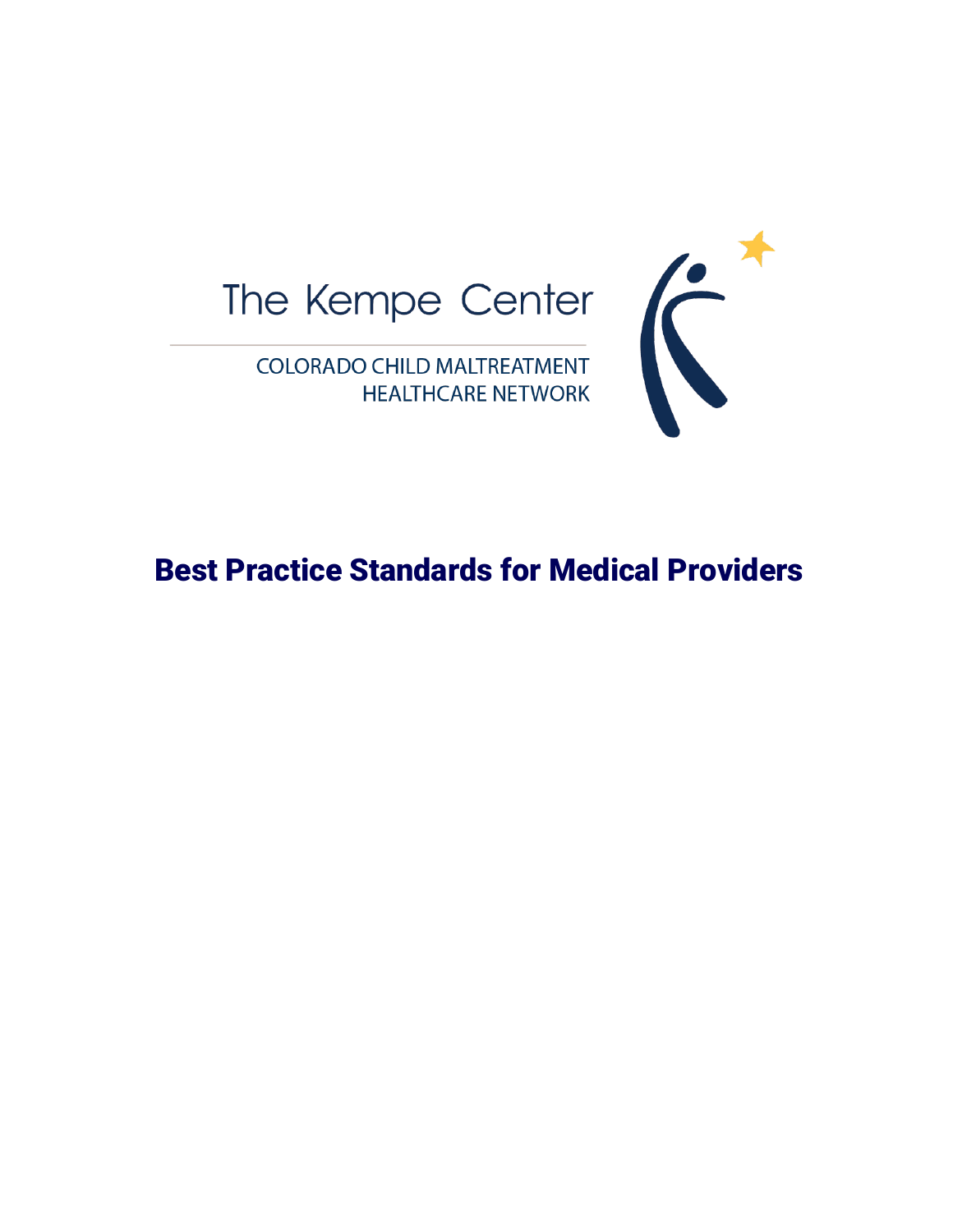The Kempe Center

COLORADO CHILD MALTREATMENT
HEALTHCARE NETWORK

# Best Practice Standards for Medical Providers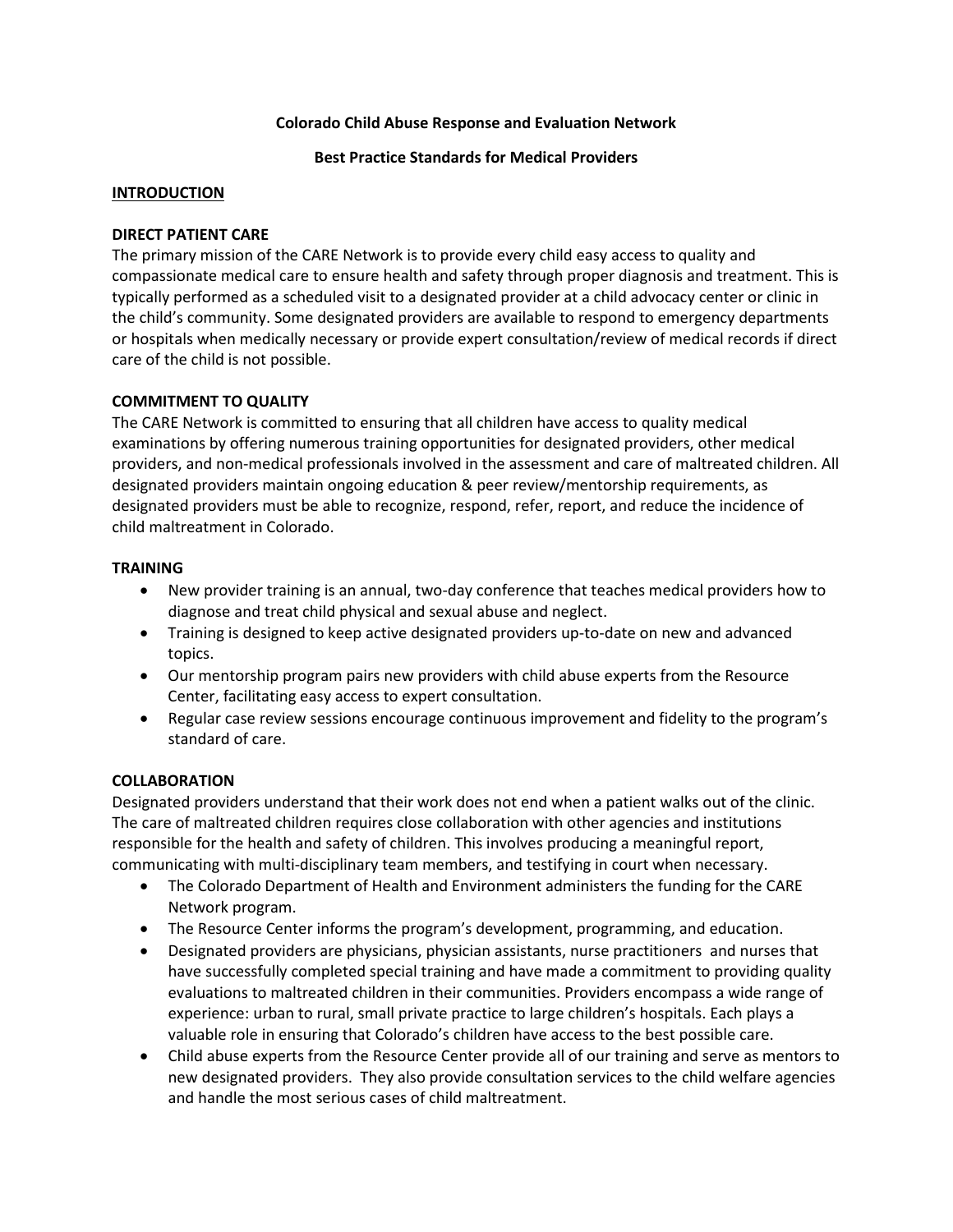**Colorado Child Abuse Response and Evaluation Network**

**Best Practice Standards for Medical Providers**

## INTRODUCTION

### DIRECT PATIENT CARE

The primary mission of the CARE Network is to provide every child easy access to quality and compassionate medical care to ensure health and safety through proper diagnosis and treatment. This is typically performed as a scheduled visit to a designated provider at a child advocacy center or clinic in the child's community. Some designated providers are available to respond to emergency departments or hospitals when medically necessary or provide expert consultation/review of medical records if direct care of the child is not possible.

### COMMITMENT TO QUALITY

The CARE Network is committed to ensuring that all children have access to quality medical examinations by offering numerous training opportunities for designated providers, other medical providers, and non-medical professionals involved in the assessment and care of maltreated children. All designated providers maintain ongoing education & peer review/mentorship requirements, as designated providers must be able to recognize, respond, refer, report, and reduce the incidence of child maltreatment in Colorado.

### TRAINING

- New provider training is an annual, two-day conference that teaches medical providers how to diagnose and treat child physical and sexual abuse and neglect.
- Training is designed to keep active designated providers up-to-date on new and advanced topics.
- Our mentorship program pairs new providers with child abuse experts from the Resource Center, facilitating easy access to expert consultation.
- Regular case review sessions encourage continuous improvement and fidelity to the program's standard of care.

### COLLABORATION

Designated providers understand that their work does not end when a patient walks out of the clinic. The care of maltreated children requires close collaboration with other agencies and institutions responsible for the health and safety of children. This involves producing a meaningful report, communicating with multi-disciplinary team members, and testifying in court when necessary.

- The Colorado Department of Health and Environment administers the funding for the CARE Network program.
- The Resource Center informs the program's development, programming, and education.
- Designated providers are physicians, physician assistants, nurse practitioners and nurses that have successfully completed special training and have made a commitment to providing quality evaluations to maltreated children in their communities. Providers encompass a wide range of experience: urban to rural, small private practice to large children's hospitals. Each plays a valuable role in ensuring that Colorado's children have access to the best possible care.
- Child abuse experts from the Resource Center provide all of our training and serve as mentors to new designated providers. They also provide consultation services to the child welfare agencies and handle the most serious cases of child maltreatment.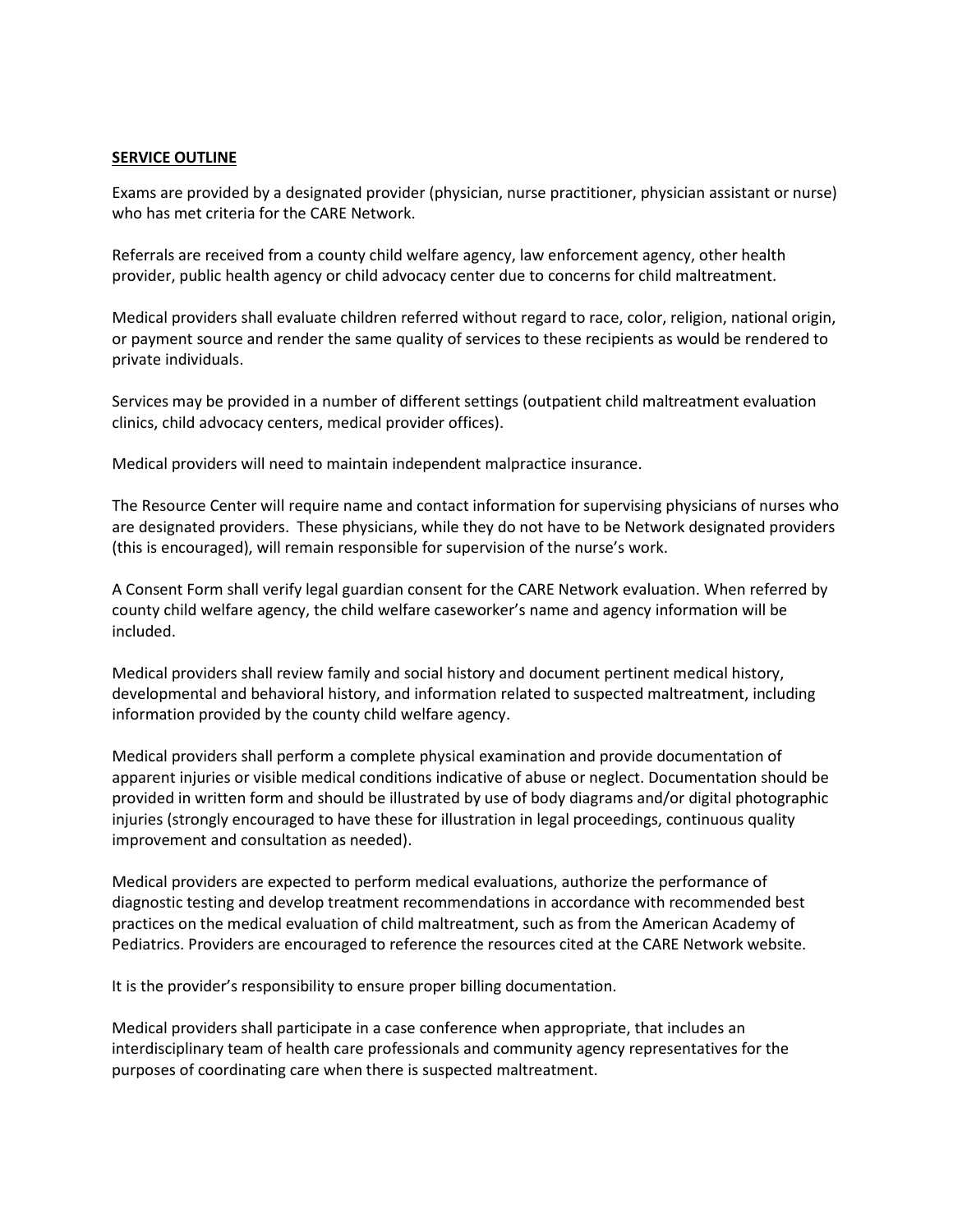**SERVICE OUTLINE**

Exams are provided by a designated provider (physician, nurse practitioner, physician assistant or nurse) who has met criteria for the CARE Network.

Referrals are received from a county child welfare agency, law enforcement agency, other health provider, public health agency or child advocacy center due to concerns for child maltreatment.

Medical providers shall evaluate children referred without regard to race, color, religion, national origin, or payment source and render the same quality of services to these recipients as would be rendered to private individuals.

Services may be provided in a number of different settings (outpatient child maltreatment evaluation clinics, child advocacy centers, medical provider offices).

Medical providers will need to maintain independent malpractice insurance.

The Resource Center will require name and contact information for supervising physicians of nurses who are designated providers. These physicians, while they do not have to be Network designated providers (this is encouraged), will remain responsible for supervision of the nurse's work.

A Consent Form shall verify legal guardian consent for the CARE Network evaluation. When referred by county child welfare agency, the child welfare caseworker's name and agency information will be included.

Medical providers shall review family and social history and document pertinent medical history, developmental and behavioral history, and information related to suspected maltreatment, including information provided by the county child welfare agency.

Medical providers shall perform a complete physical examination and provide documentation of apparent injuries or visible medical conditions indicative of abuse or neglect. Documentation should be provided in written form and should be illustrated by use of body diagrams and/or digital photographic injuries (strongly encouraged to have these for illustration in legal proceedings, continuous quality improvement and consultation as needed).

Medical providers are expected to perform medical evaluations, authorize the performance of diagnostic testing and develop treatment recommendations in accordance with recommended best practices on the medical evaluation of child maltreatment, such as from the American Academy of Pediatrics. Providers are encouraged to reference the resources cited at the CARE Network website.

It is the provider's responsibility to ensure proper billing documentation.

Medical providers shall participate in a case conference when appropriate, that includes an interdisciplinary team of health care professionals and community agency representatives for the purposes of coordinating care when there is suspected maltreatment.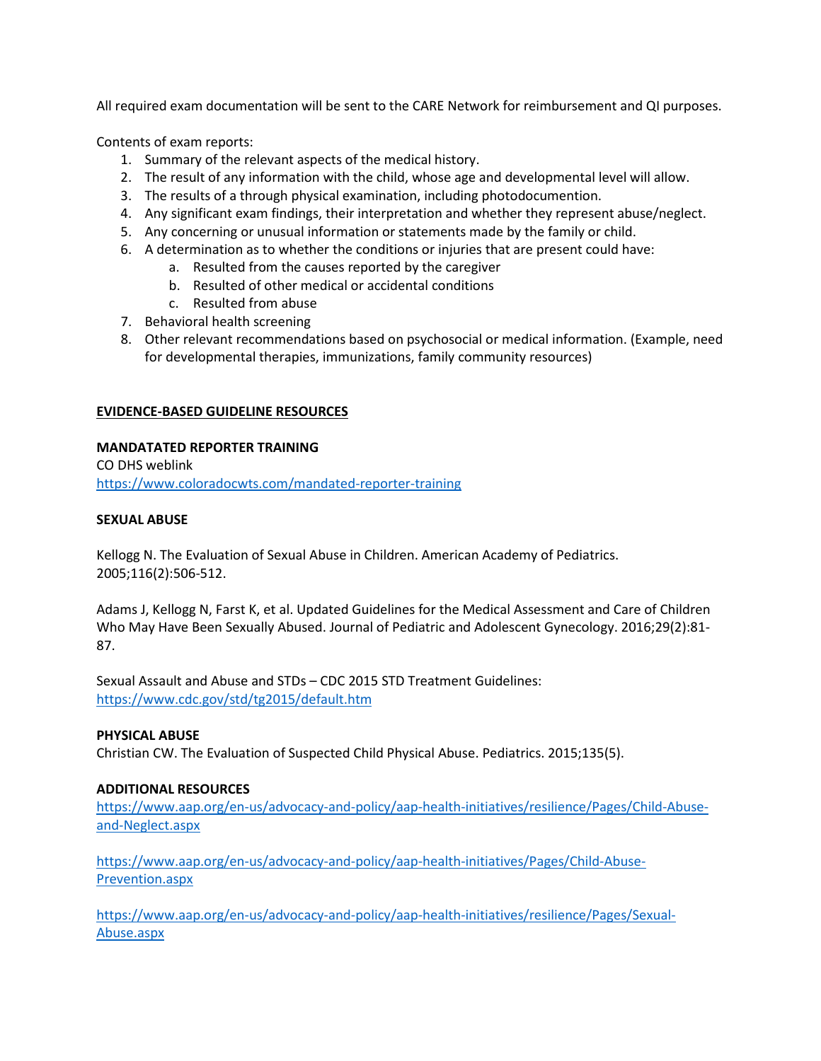All required exam documentation will be sent to the CARE Network for reimbursement and QI purposes.

Contents of exam reports:

1. Summary of the relevant aspects of the medical history.
2. The result of any information with the child, whose age and developmental level will allow.
3. The results of a through physical examination, including photodocumention.
4. Any significant exam findings, their interpretation and whether they represent abuse/neglect.
5. Any concerning or unusual information or statements made by the family or child.
6. A determination as to whether the conditions or injuries that are present could have:
   a. Resulted from the causes reported by the caregiver
   b. Resulted of other medical or accidental conditions
   c. Resulted from abuse
7. Behavioral health screening
8. Other relevant recommendations based on psychosocial or medical information. (Example, need for developmental therapies, immunizations, family community resources)

**EVIDENCE-BASED GUIDELINE RESOURCES**

**MANDATATED REPORTER TRAINING**

CO DHS weblink
https://www.coloradocwts.com/mandated-reporter-training

**SEXUAL ABUSE**

Kellogg N. The Evaluation of Sexual Abuse in Children. American Academy of Pediatrics. 2005;116(2):506-512.

Adams J, Kellogg N, Farst K, et al. Updated Guidelines for the Medical Assessment and Care of Children Who May Have Been Sexually Abused. Journal of Pediatric and Adolescent Gynecology. 2016;29(2):81-87.

Sexual Assault and Abuse and STDs – CDC 2015 STD Treatment Guidelines:
https://www.cdc.gov/std/tg2015/default.htm

**PHYSICAL ABUSE**

Christian CW. The Evaluation of Suspected Child Physical Abuse. Pediatrics. 2015;135(5).

**ADDITIONAL RESOURCES**

https://www.aap.org/en-us/advocacy-and-policy/aap-health-initiatives/resilience/Pages/Child-Abuse-and-Neglect.aspx

https://www.aap.org/en-us/advocacy-and-policy/aap-health-initiatives/Pages/Child-Abuse-Prevention.aspx

https://www.aap.org/en-us/advocacy-and-policy/aap-health-initiatives/resilience/Pages/Sexual-Abuse.aspx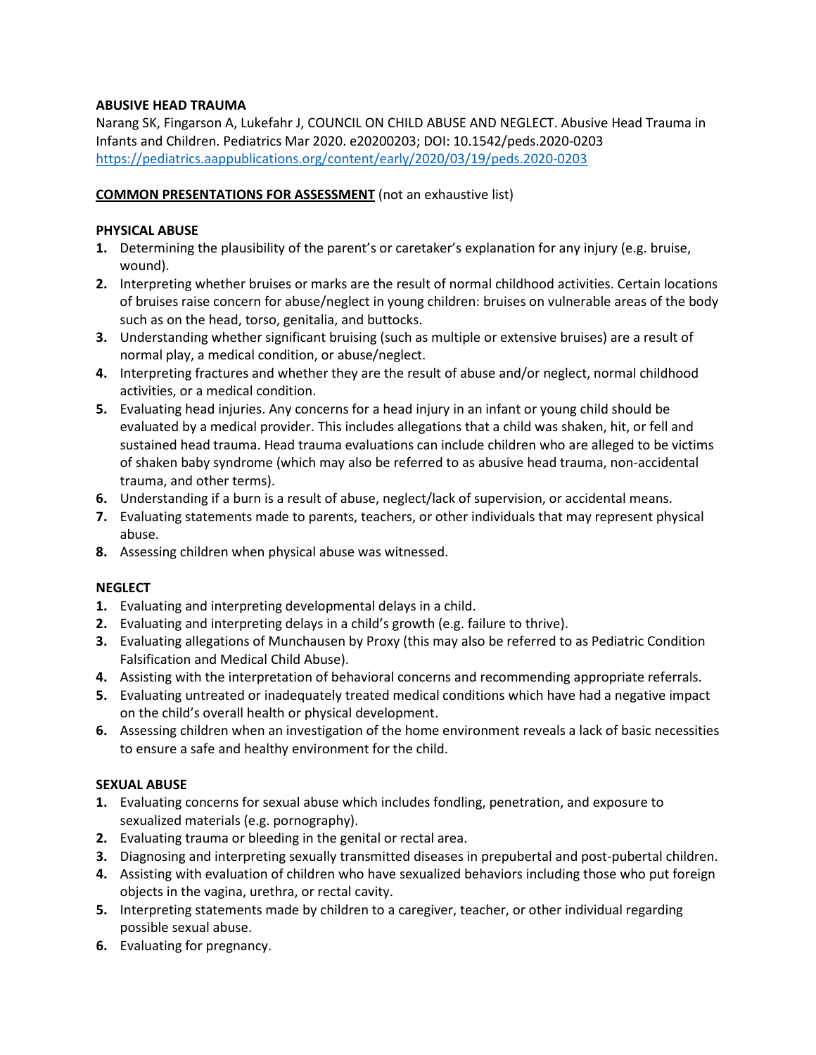**ABUSIVE HEAD TRAUMA**

Narang SK, Fingarson A, Lukefahr J, COUNCIL ON CHILD ABUSE AND NEGLECT. Abusive Head Trauma in Infants and Children. Pediatrics Mar 2020. e20200203; DOI: 10.1542/peds.2020-0203
https://pediatrics.aappublications.org/content/early/2020/03/19/peds.2020-0203

**COMMON PRESENTATIONS FOR ASSESSMENT** (not an exhaustive list)

**PHYSICAL ABUSE**

1. Determining the plausibility of the parent's or caretaker's explanation for any injury (e.g. bruise, wound).
2. Interpreting whether bruises or marks are the result of normal childhood activities. Certain locations of bruises raise concern for abuse/neglect in young children: bruises on vulnerable areas of the body such as on the head, torso, genitalia, and buttocks.
3. Understanding whether significant bruising (such as multiple or extensive bruises) are a result of normal play, a medical condition, or abuse/neglect.
4. Interpreting fractures and whether they are the result of abuse and/or neglect, normal childhood activities, or a medical condition.
5. Evaluating head injuries. Any concerns for a head injury in an infant or young child should be evaluated by a medical provider. This includes allegations that a child was shaken, hit, or fell and sustained head trauma. Head trauma evaluations can include children who are alleged to be victims of shaken baby syndrome (which may also be referred to as abusive head trauma, non-accidental trauma, and other terms).
6. Understanding if a burn is a result of abuse, neglect/lack of supervision, or accidental means.
7. Evaluating statements made to parents, teachers, or other individuals that may represent physical abuse.
8. Assessing children when physical abuse was witnessed.

**NEGLECT**

1. Evaluating and interpreting developmental delays in a child.
2. Evaluating and interpreting delays in a child's growth (e.g. failure to thrive).
3. Evaluating allegations of Munchausen by Proxy (this may also be referred to as Pediatric Condition Falsification and Medical Child Abuse).
4. Assisting with the interpretation of behavioral concerns and recommending appropriate referrals.
5. Evaluating untreated or inadequately treated medical conditions which have had a negative impact on the child's overall health or physical development.
6. Assessing children when an investigation of the home environment reveals a lack of basic necessities to ensure a safe and healthy environment for the child.

**SEXUAL ABUSE**

1. Evaluating concerns for sexual abuse which includes fondling, penetration, and exposure to sexualized materials (e.g. pornography).
2. Evaluating trauma or bleeding in the genital or rectal area.
3. Diagnosing and interpreting sexually transmitted diseases in prepubertal and post-pubertal children.
4. Assisting with evaluation of children who have sexualized behaviors including those who put foreign objects in the vagina, urethra, or rectal cavity.
5. Interpreting statements made by children to a caregiver, teacher, or other individual regarding possible sexual abuse.
6. Evaluating for pregnancy.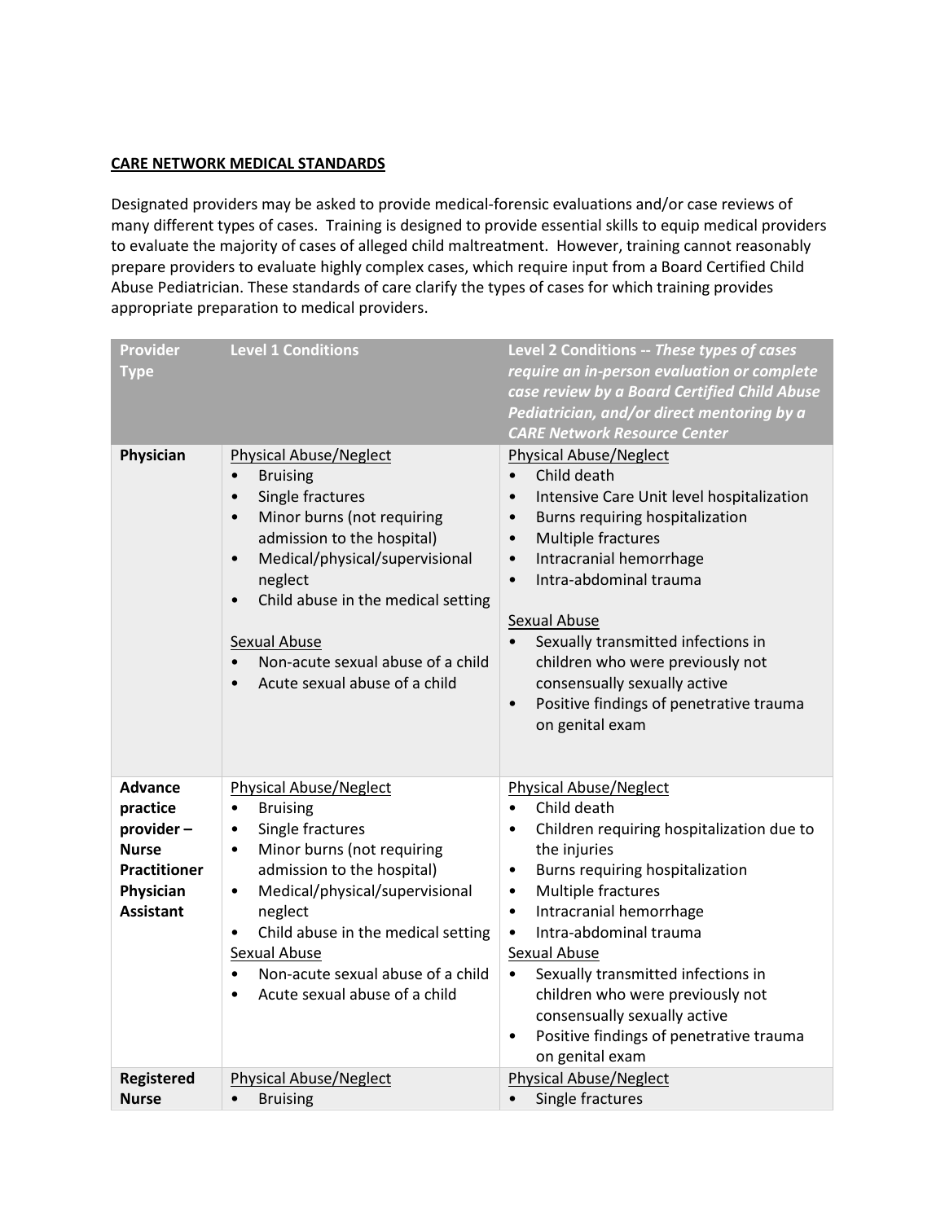**CARE NETWORK MEDICAL STANDARDS**

Designated providers may be asked to provide medical-forensic evaluations and/or case reviews of many different types of cases. Training is designed to provide essential skills to equip medical providers to evaluate the majority of cases of alleged child maltreatment. However, training cannot reasonably prepare providers to evaluate highly complex cases, which require input from a Board Certified Child Abuse Pediatrician. These standards of care clarify the types of cases for which training provides appropriate preparation to medical providers.

| Provider Type | Level 1 Conditions | Level 2 Conditions -- *These types of cases require an in-person evaluation or complete case review by a Board Certified Child Abuse Pediatrician, and/or direct mentoring by a CARE Network Resource Center* |
|---|---|---|
| **Physician** | Physical Abuse/Neglect<br>• Bruising<br>• Single fractures<br>• Minor burns (not requiring admission to the hospital)<br>• Medical/physical/supervisional neglect<br>• Child abuse in the medical setting<br><br>Sexual Abuse<br>• Non-acute sexual abuse of a child<br>• Acute sexual abuse of a child | Physical Abuse/Neglect<br>• Child death<br>• Intensive Care Unit level hospitalization<br>• Burns requiring hospitalization<br>• Multiple fractures<br>• Intracranial hemorrhage<br>• Intra-abdominal trauma<br><br>Sexual Abuse<br>• Sexually transmitted infections in children who were previously not consensually sexually active<br>• Positive findings of penetrative trauma on genital exam |
| **Advance practice provider – Nurse Practitioner Physician Assistant** | Physical Abuse/Neglect<br>• Bruising<br>• Single fractures<br>• Minor burns (not requiring admission to the hospital)<br>• Medical/physical/supervisional neglect<br>• Child abuse in the medical setting<br>Sexual Abuse<br>• Non-acute sexual abuse of a child<br>• Acute sexual abuse of a child | Physical Abuse/Neglect<br>• Child death<br>• Children requiring hospitalization due to the injuries<br>• Burns requiring hospitalization<br>• Multiple fractures<br>• Intracranial hemorrhage<br>• Intra-abdominal trauma<br>Sexual Abuse<br>• Sexually transmitted infections in children who were previously not consensually sexually active<br>• Positive findings of penetrative trauma on genital exam |
| **Registered Nurse** | Physical Abuse/Neglect<br>• Bruising | Physical Abuse/Neglect<br>• Single fractures |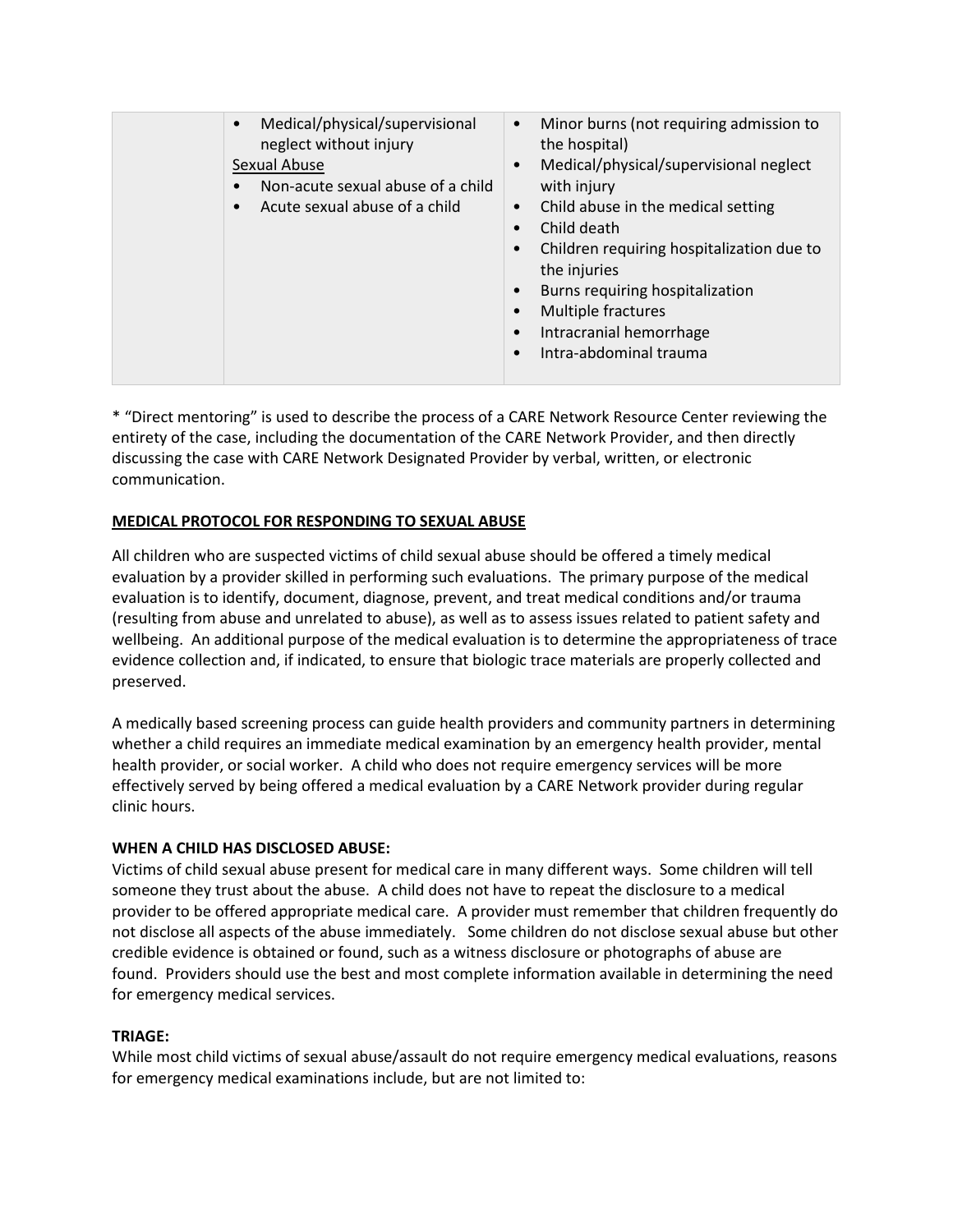| | • Medical/physical/supervisional neglect without injury<br>Sexual Abuse<br>• Non-acute sexual abuse of a child<br>• Acute sexual abuse of a child | • Minor burns (not requiring admission to the hospital)<br>• Medical/physical/supervisional neglect with injury<br>• Child abuse in the medical setting<br>• Child death<br>• Children requiring hospitalization due to the injuries<br>• Burns requiring hospitalization<br>• Multiple fractures<br>• Intracranial hemorrhage<br>• Intra-abdominal trauma |
|---|---|---|

* "Direct mentoring" is used to describe the process of a CARE Network Resource Center reviewing the entirety of the case, including the documentation of the CARE Network Provider, and then directly discussing the case with CARE Network Designated Provider by verbal, written, or electronic communication.

## MEDICAL PROTOCOL FOR RESPONDING TO SEXUAL ABUSE

All children who are suspected victims of child sexual abuse should be offered a timely medical evaluation by a provider skilled in performing such evaluations. The primary purpose of the medical evaluation is to identify, document, diagnose, prevent, and treat medical conditions and/or trauma (resulting from abuse and unrelated to abuse), as well as to assess issues related to patient safety and wellbeing. An additional purpose of the medical evaluation is to determine the appropriateness of trace evidence collection and, if indicated, to ensure that biologic trace materials are properly collected and preserved.

A medically based screening process can guide health providers and community partners in determining whether a child requires an immediate medical examination by an emergency health provider, mental health provider, or social worker. A child who does not require emergency services will be more effectively served by being offered a medical evaluation by a CARE Network provider during regular clinic hours.

### WHEN A CHILD HAS DISCLOSED ABUSE:

Victims of child sexual abuse present for medical care in many different ways. Some children will tell someone they trust about the abuse. A child does not have to repeat the disclosure to a medical provider to be offered appropriate medical care. A provider must remember that children frequently do not disclose all aspects of the abuse immediately. Some children do not disclose sexual abuse but other credible evidence is obtained or found, such as a witness disclosure or photographs of abuse are found. Providers should use the best and most complete information available in determining the need for emergency medical services.

### TRIAGE:

While most child victims of sexual abuse/assault do not require emergency medical evaluations, reasons for emergency medical examinations include, but are not limited to: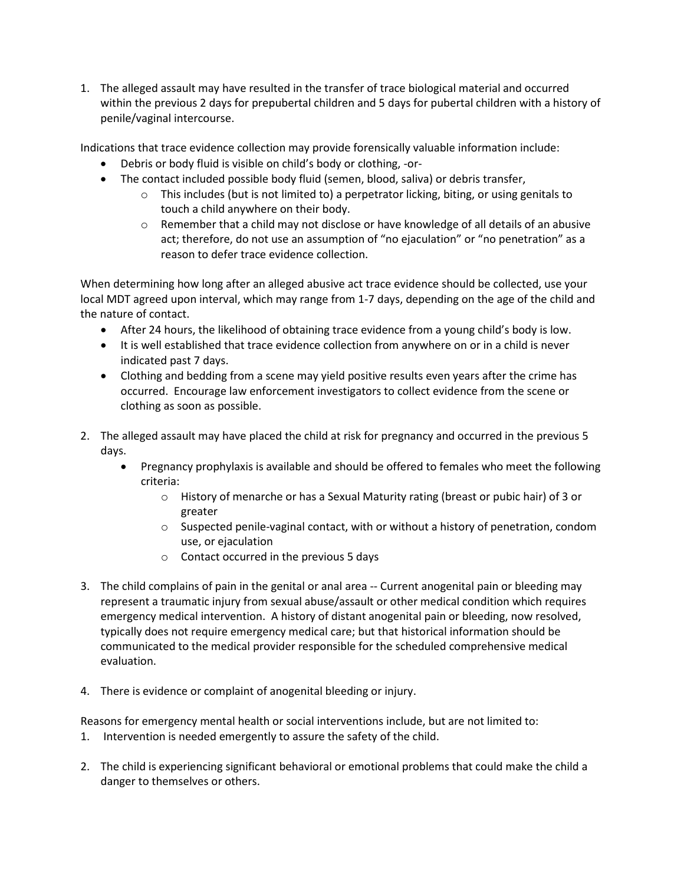1. The alleged assault may have resulted in the transfer of trace biological material and occurred within the previous 2 days for prepubertal children and 5 days for pubertal children with a history of penile/vaginal intercourse.

Indications that trace evidence collection may provide forensically valuable information include:

- Debris or body fluid is visible on child's body or clothing, -or-
- The contact included possible body fluid (semen, blood, saliva) or debris transfer,
  - This includes (but is not limited to) a perpetrator licking, biting, or using genitals to touch a child anywhere on their body.
  - Remember that a child may not disclose or have knowledge of all details of an abusive act; therefore, do not use an assumption of "no ejaculation" or "no penetration" as a reason to defer trace evidence collection.

When determining how long after an alleged abusive act trace evidence should be collected, use your local MDT agreed upon interval, which may range from 1-7 days, depending on the age of the child and the nature of contact.

- After 24 hours, the likelihood of obtaining trace evidence from a young child's body is low.
- It is well established that trace evidence collection from anywhere on or in a child is never indicated past 7 days.
- Clothing and bedding from a scene may yield positive results even years after the crime has occurred. Encourage law enforcement investigators to collect evidence from the scene or clothing as soon as possible.

2. The alleged assault may have placed the child at risk for pregnancy and occurred in the previous 5 days.
   - Pregnancy prophylaxis is available and should be offered to females who meet the following criteria:
     - History of menarche or has a Sexual Maturity rating (breast or pubic hair) of 3 or greater
     - Suspected penile-vaginal contact, with or without a history of penetration, condom use, or ejaculation
     - Contact occurred in the previous 5 days

3. The child complains of pain in the genital or anal area -- Current anogenital pain or bleeding may represent a traumatic injury from sexual abuse/assault or other medical condition which requires emergency medical intervention. A history of distant anogenital pain or bleeding, now resolved, typically does not require emergency medical care; but that historical information should be communicated to the medical provider responsible for the scheduled comprehensive medical evaluation.

4. There is evidence or complaint of anogenital bleeding or injury.

Reasons for emergency mental health or social interventions include, but are not limited to:

1. Intervention is needed emergently to assure the safety of the child.

2. The child is experiencing significant behavioral or emotional problems that could make the child a danger to themselves or others.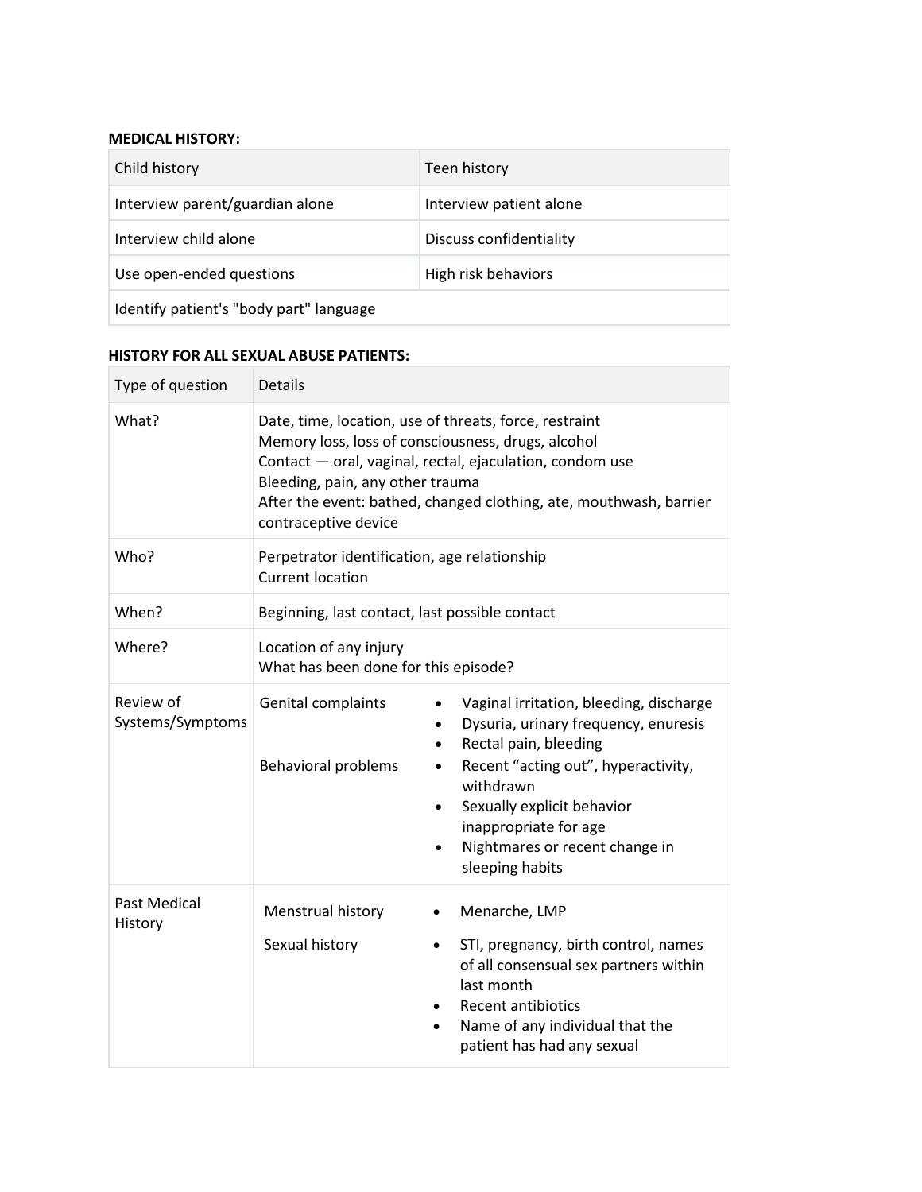**MEDICAL HISTORY:**

| Child history | Teen history |
| --- | --- |
| Interview parent/guardian alone | Interview patient alone |
| Interview child alone | Discuss confidentiality |
| Use open-ended questions | High risk behaviors |
| Identify patient's "body part" language | |

**HISTORY FOR ALL SEXUAL ABUSE PATIENTS:**

| Type of question | Details | |
| --- | --- | --- |
| What? | Date, time, location, use of threats, force, restraint<br>Memory loss, loss of consciousness, drugs, alcohol<br>Contact — oral, vaginal, rectal, ejaculation, condom use<br>Bleeding, pain, any other trauma<br>After the event: bathed, changed clothing, ate, mouthwash, barrier contraceptive device | |
| Who? | Perpetrator identification, age relationship<br>Current location | |
| When? | Beginning, last contact, last possible contact | |
| Where? | Location of any injury<br>What has been done for this episode? | |
| Review of Systems/Symptoms | Genital complaints | • Vaginal irritation, bleeding, discharge<br>• Dysuria, urinary frequency, enuresis<br>• Rectal pain, bleeding |
| | Behavioral problems | • Recent “acting out”, hyperactivity, withdrawn<br>• Sexually explicit behavior inappropriate for age<br>• Nightmares or recent change in sleeping habits |
| Past Medical History | Menstrual history | • Menarche, LMP |
| | Sexual history | • STI, pregnancy, birth control, names of all consensual sex partners within last month<br>• Recent antibiotics<br>• Name of any individual that the patient has had any sexual |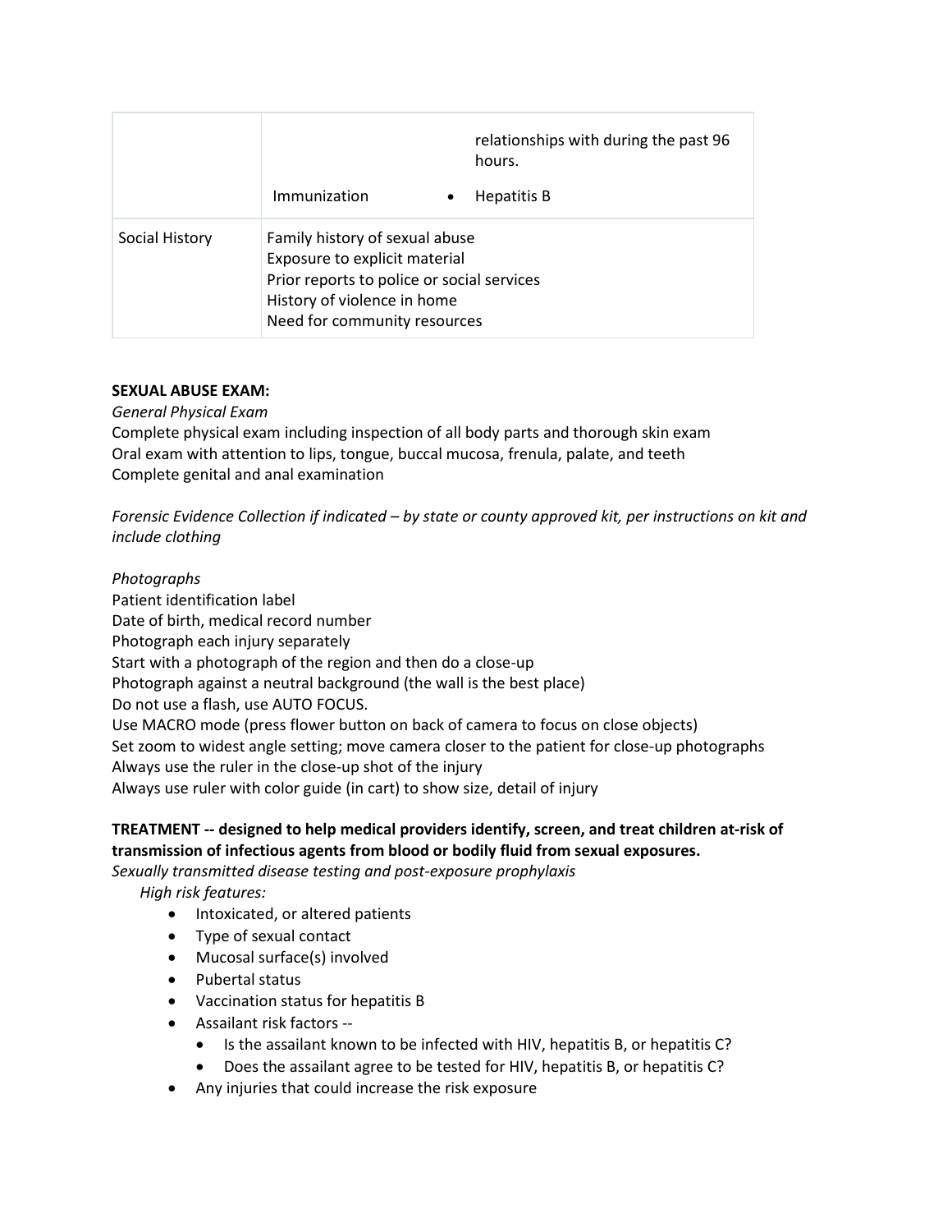| | | |
|---|---|---|
| | | relationships with during the past 96 hours. |
| | Immunization | • Hepatitis B |
| Social History | Family history of sexual abuse<br>Exposure to explicit material<br>Prior reports to police or social services<br>History of violence in home<br>Need for community resources | |

**SEXUAL ABUSE EXAM:**

*General Physical Exam*

Complete physical exam including inspection of all body parts and thorough skin exam
Oral exam with attention to lips, tongue, buccal mucosa, frenula, palate, and teeth
Complete genital and anal examination

*Forensic Evidence Collection if indicated – by state or county approved kit, per instructions on kit and include clothing*

*Photographs*

Patient identification label
Date of birth, medical record number
Photograph each injury separately
Start with a photograph of the region and then do a close-up
Photograph against a neutral background (the wall is the best place)
Do not use a flash, use AUTO FOCUS.
Use MACRO mode (press flower button on back of camera to focus on close objects)
Set zoom to widest angle setting; move camera closer to the patient for close-up photographs
Always use the ruler in the close-up shot of the injury
Always use ruler with color guide (in cart) to show size, detail of injury

**TREATMENT -- designed to help medical providers identify, screen, and treat children at-risk of transmission of infectious agents from blood or bodily fluid from sexual exposures.**

*Sexually transmitted disease testing and post-exposure prophylaxis*

*High risk features:*

- Intoxicated, or altered patients
- Type of sexual contact
- Mucosal surface(s) involved
- Pubertal status
- Vaccination status for hepatitis B
- Assailant risk factors --
  - Is the assailant known to be infected with HIV, hepatitis B, or hepatitis C?
  - Does the assailant agree to be tested for HIV, hepatitis B, or hepatitis C?
- Any injuries that could increase the risk exposure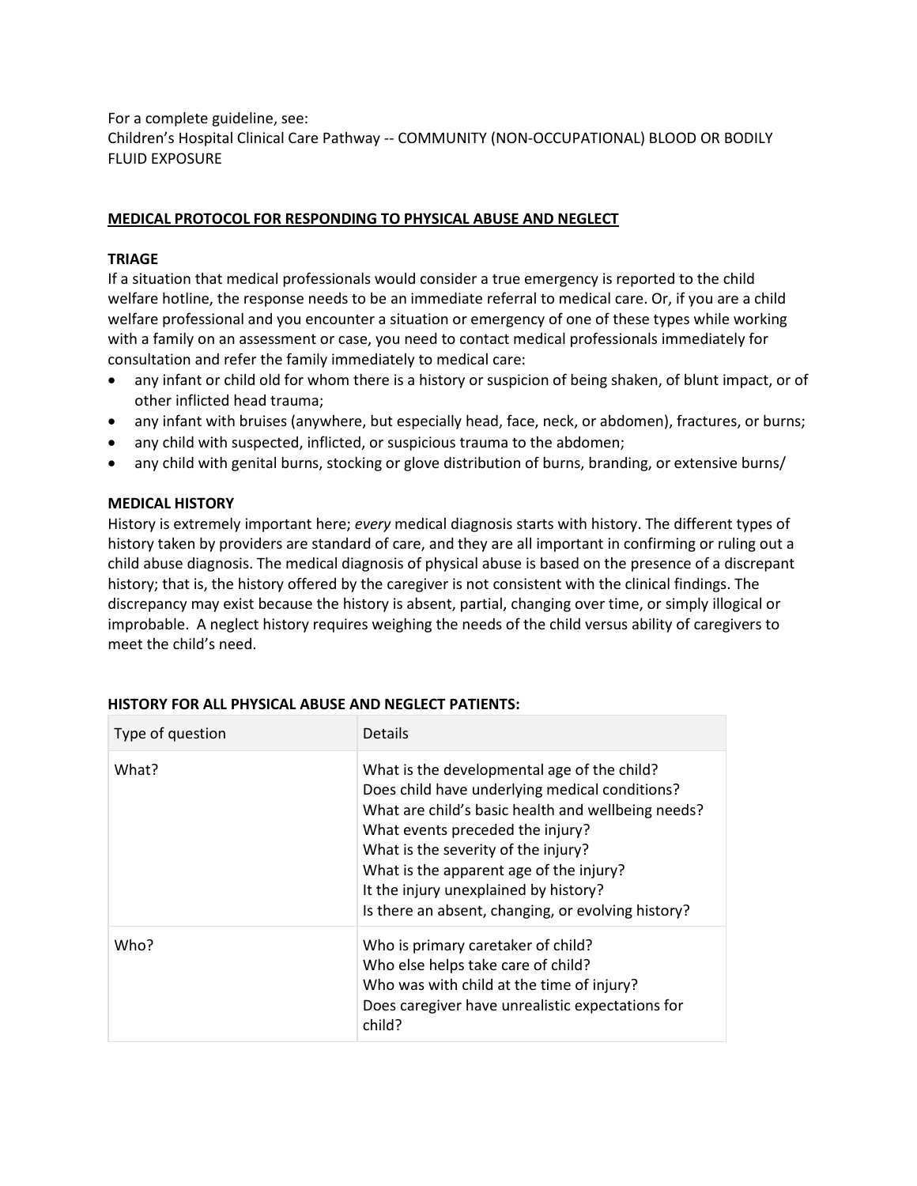For a complete guideline, see:
Children's Hospital Clinical Care Pathway -- COMMUNITY (NON-OCCUPATIONAL) BLOOD OR BODILY FLUID EXPOSURE

## MEDICAL PROTOCOL FOR RESPONDING TO PHYSICAL ABUSE AND NEGLECT

### TRIAGE

If a situation that medical professionals would consider a true emergency is reported to the child welfare hotline, the response needs to be an immediate referral to medical care. Or, if you are a child welfare professional and you encounter a situation or emergency of one of these types while working with a family on an assessment or case, you need to contact medical professionals immediately for consultation and refer the family immediately to medical care:

- any infant or child old for whom there is a history or suspicion of being shaken, of blunt impact, or of other inflicted head trauma;
- any infant with bruises (anywhere, but especially head, face, neck, or abdomen), fractures, or burns;
- any child with suspected, inflicted, or suspicious trauma to the abdomen;
- any child with genital burns, stocking or glove distribution of burns, branding, or extensive burns/

### MEDICAL HISTORY

History is extremely important here; *every* medical diagnosis starts with history. The different types of history taken by providers are standard of care, and they are all important in confirming or ruling out a child abuse diagnosis. The medical diagnosis of physical abuse is based on the presence of a discrepant history; that is, the history offered by the caregiver is not consistent with the clinical findings. The discrepancy may exist because the history is absent, partial, changing over time, or simply illogical or improbable. A neglect history requires weighing the needs of the child versus ability of caregivers to meet the child's need.

### HISTORY FOR ALL PHYSICAL ABUSE AND NEGLECT PATIENTS:

| Type of question | Details |
| --- | --- |
| What? | What is the developmental age of the child?<br>Does child have underlying medical conditions?<br>What are child's basic health and wellbeing needs?<br>What events preceded the injury?<br>What is the severity of the injury?<br>What is the apparent age of the injury?<br>It the injury unexplained by history?<br>Is there an absent, changing, or evolving history? |
| Who? | Who is primary caretaker of child?<br>Who else helps take care of child?<br>Who was with child at the time of injury?<br>Does caregiver have unrealistic expectations for child? |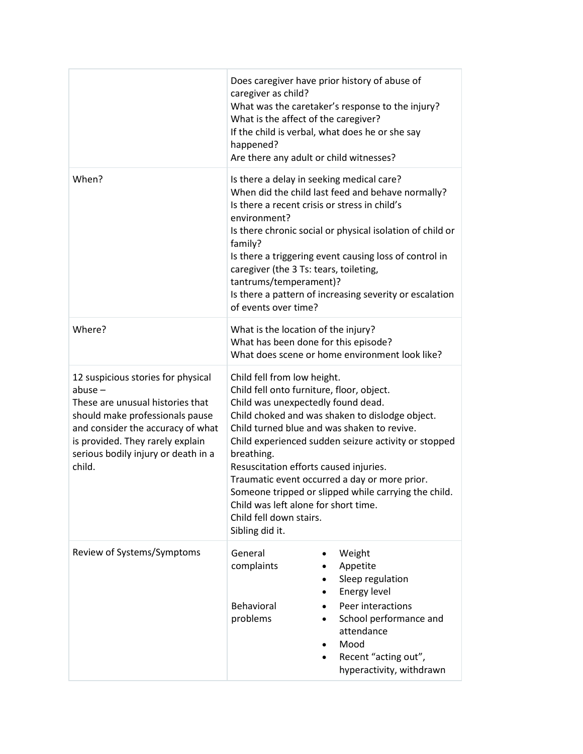| | |
|---|---|
| | Does caregiver have prior history of abuse of caregiver as child?<br>What was the caretaker's response to the injury?<br>What is the affect of the caregiver?<br>If the child is verbal, what does he or she say happened?<br>Are there any adult or child witnesses? |
| When? | Is there a delay in seeking medical care?<br>When did the child last feed and behave normally?<br>Is there a recent crisis or stress in child's environment?<br>Is there chronic social or physical isolation of child or family?<br>Is there a triggering event causing loss of control in caregiver (the 3 Ts: tears, toileting, tantrums/temperament)?<br>Is there a pattern of increasing severity or escalation of events over time? |
| Where? | What is the location of the injury?<br>What has been done for this episode?<br>What does scene or home environment look like? |
| 12 suspicious stories for physical abuse –<br>These are unusual histories that should make professionals pause and consider the accuracy of what is provided. They rarely explain serious bodily injury or death in a child. | Child fell from low height.<br>Child fell onto furniture, floor, object.<br>Child was unexpectedly found dead.<br>Child choked and was shaken to dislodge object.<br>Child turned blue and was shaken to revive.<br>Child experienced sudden seizure activity or stopped breathing.<br>Resuscitation efforts caused injuries.<br>Traumatic event occurred a day or more prior.<br>Someone tripped or slipped while carrying the child.<br>Child was left alone for short time.<br>Child fell down stairs.<br>Sibling did it. |
| Review of Systems/Symptoms | General complaints<br>• Weight<br>• Appetite<br>• Sleep regulation<br>• Energy level<br><br>Behavioral problems<br>• Peer interactions<br>• School performance and attendance<br>• Mood<br>• Recent "acting out", hyperactivity, withdrawn |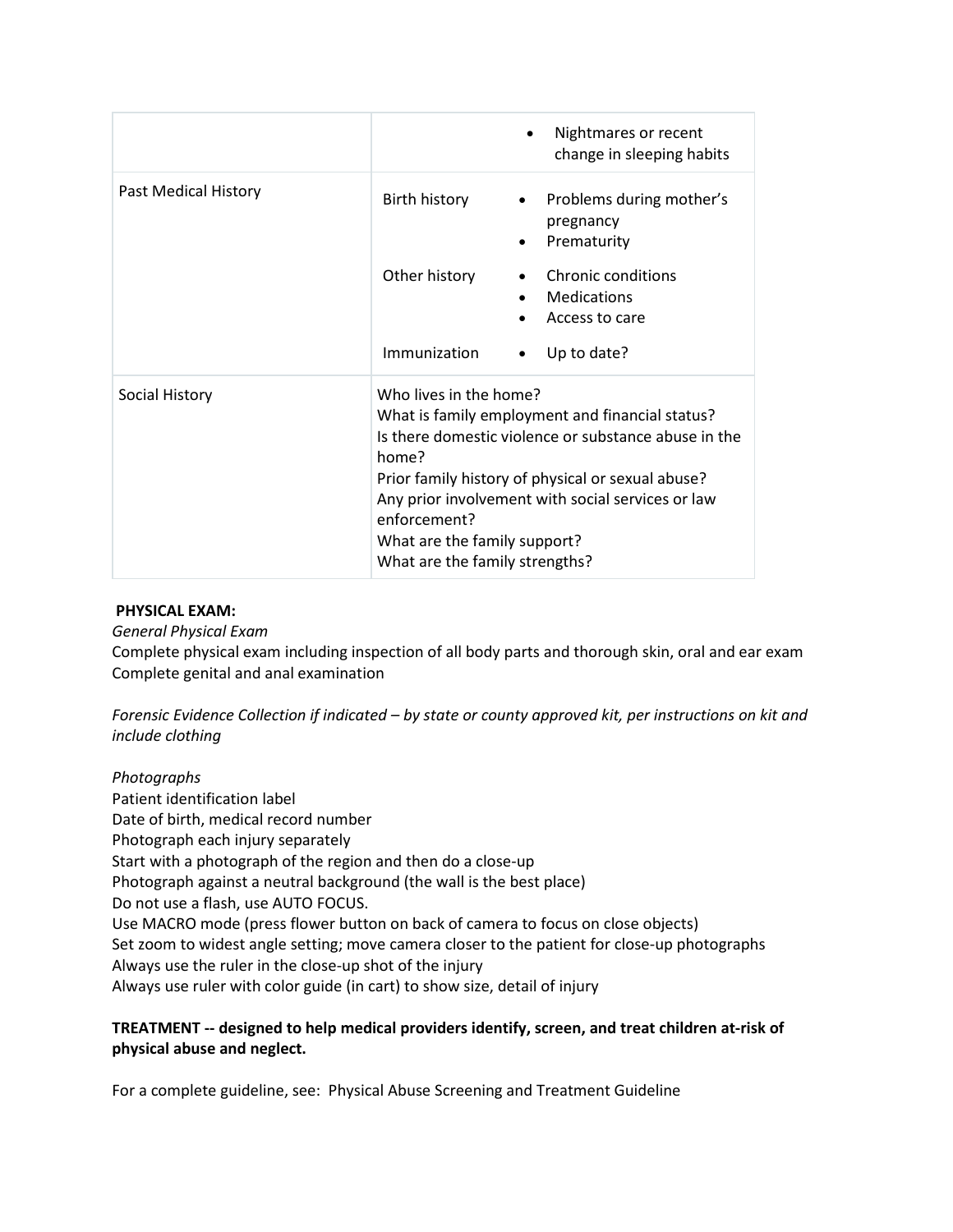| | | |
|---|---|---|
| | | • Nightmares or recent change in sleeping habits |
| Past Medical History | Birth history | • Problems during mother's pregnancy<br>• Prematurity |
| | Other history | • Chronic conditions<br>• Medications<br>• Access to care |
| | Immunization | • Up to date? |
| Social History | Who lives in the home?<br>What is family employment and financial status?<br>Is there domestic violence or substance abuse in the home?<br>Prior family history of physical or sexual abuse?<br>Any prior involvement with social services or law enforcement?<br>What are the family support?<br>What are the family strengths? | |

**PHYSICAL EXAM:**

*General Physical Exam*

Complete physical exam including inspection of all body parts and thorough skin, oral and ear exam
Complete genital and anal examination

*Forensic Evidence Collection if indicated – by state or county approved kit, per instructions on kit and include clothing*

*Photographs*

Patient identification label
Date of birth, medical record number
Photograph each injury separately
Start with a photograph of the region and then do a close-up
Photograph against a neutral background (the wall is the best place)
Do not use a flash, use AUTO FOCUS.
Use MACRO mode (press flower button on back of camera to focus on close objects)
Set zoom to widest angle setting; move camera closer to the patient for close-up photographs
Always use the ruler in the close-up shot of the injury
Always use ruler with color guide (in cart) to show size, detail of injury

**TREATMENT -- designed to help medical providers identify, screen, and treat children at-risk of physical abuse and neglect.**

For a complete guideline, see: Physical Abuse Screening and Treatment Guideline